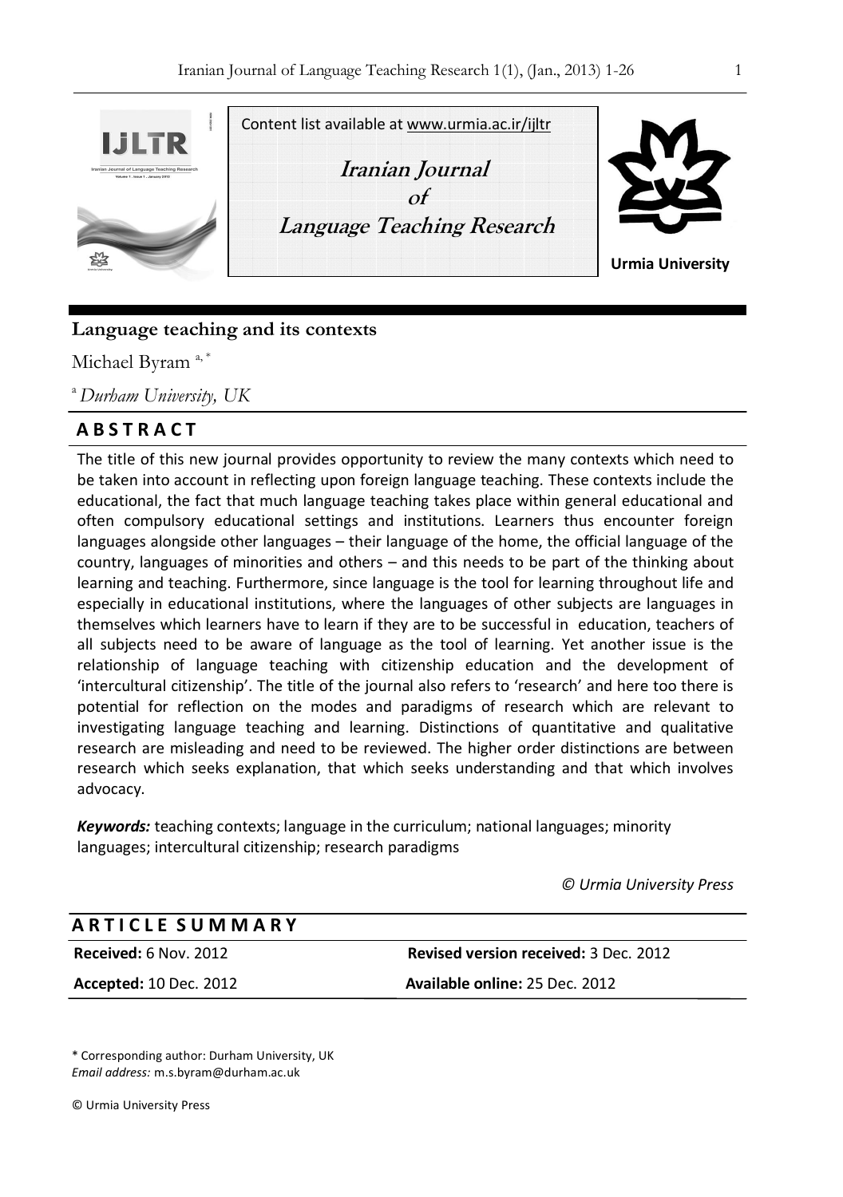Content list available at www.urmia.ac.ir/ijltr

**Iranian Journal of Language Teaching Research**

**Urmia University**

# Language teaching and its contexts

Michael Byram [a, *]

[a] *Durham University, UK*

## ABSTRACT

The title of this new journal provides opportunity to review the many contexts which need to be taken into account in reflecting upon foreign language teaching. These contexts include the educational, the fact that much language teaching takes place within general educational and often compulsory educational settings and institutions. Learners thus encounter foreign languages alongside other languages – their language of the home, the official language of the country, languages of minorities and others – and this needs to be part of the thinking about learning and teaching. Furthermore, since language is the tool for learning throughout life and especially in educational institutions, where the languages of other subjects are languages in themselves which learners have to learn if they are to be successful in education, teachers of all subjects need to be aware of language as the tool of learning. Yet another issue is the relationship of language teaching with citizenship education and the development of 'intercultural citizenship'. The title of the journal also refers to 'research' and here too there is potential for reflection on the modes and paradigms of research which are relevant to investigating language teaching and learning. Distinctions of quantitative and qualitative research are misleading and need to be reviewed. The higher order distinctions are between research which seeks explanation, that which seeks understanding and that which involves advocacy.

***Keywords:*** teaching contexts; language in the curriculum; national languages; minority languages; intercultural citizenship; research paradigms

*© Urmia University Press*

## ARTICLE SUMMARY

| | |
|---|---|
| **Received:** 6 Nov. 2012 | **Revised version received:** 3 Dec. 2012 |
| **Accepted:** 10 Dec. 2012 | **Available online:** 25 Dec. 2012 |

\* Corresponding author: Durham University, UK
*Email address:* m.s.byram@durham.ac.uk

© Urmia University Press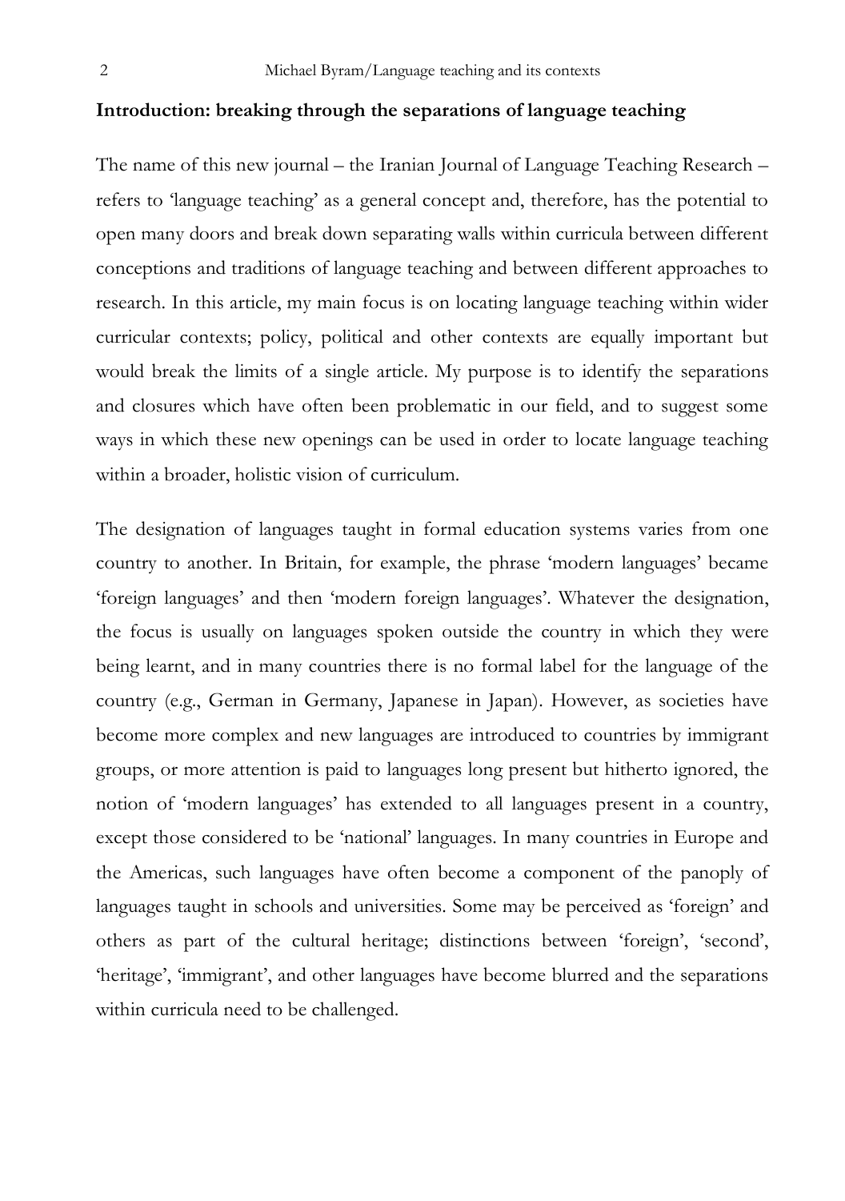## Introduction: breaking through the separations of language teaching

The name of this new journal – the Iranian Journal of Language Teaching Research – refers to 'language teaching' as a general concept and, therefore, has the potential to open many doors and break down separating walls within curricula between different conceptions and traditions of language teaching and between different approaches to research. In this article, my main focus is on locating language teaching within wider curricular contexts; policy, political and other contexts are equally important but would break the limits of a single article. My purpose is to identify the separations and closures which have often been problematic in our field, and to suggest some ways in which these new openings can be used in order to locate language teaching within a broader, holistic vision of curriculum.

The designation of languages taught in formal education systems varies from one country to another. In Britain, for example, the phrase 'modern languages' became 'foreign languages' and then 'modern foreign languages'. Whatever the designation, the focus is usually on languages spoken outside the country in which they were being learnt, and in many countries there is no formal label for the language of the country (e.g., German in Germany, Japanese in Japan). However, as societies have become more complex and new languages are introduced to countries by immigrant groups, or more attention is paid to languages long present but hitherto ignored, the notion of 'modern languages' has extended to all languages present in a country, except those considered to be 'national' languages. In many countries in Europe and the Americas, such languages have often become a component of the panoply of languages taught in schools and universities. Some may be perceived as 'foreign' and others as part of the cultural heritage; distinctions between 'foreign', 'second', 'heritage', 'immigrant', and other languages have become blurred and the separations within curricula need to be challenged.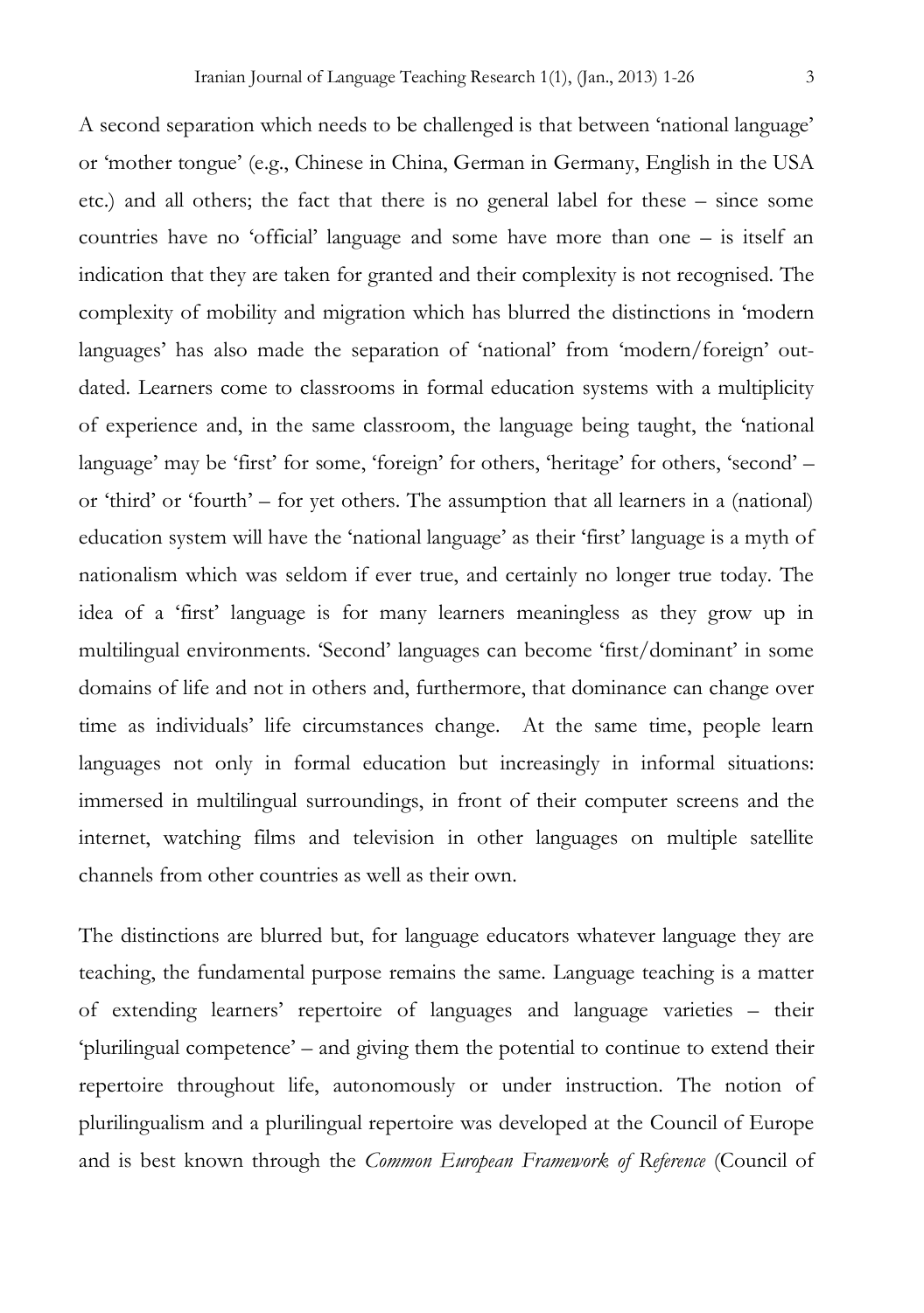A second separation which needs to be challenged is that between 'national language' or 'mother tongue' (e.g., Chinese in China, German in Germany, English in the USA etc.) and all others; the fact that there is no general label for these – since some countries have no 'official' language and some have more than one – is itself an indication that they are taken for granted and their complexity is not recognised. The complexity of mobility and migration which has blurred the distinctions in 'modern languages' has also made the separation of 'national' from 'modern/foreign' out-dated. Learners come to classrooms in formal education systems with a multiplicity of experience and, in the same classroom, the language being taught, the 'national language' may be 'first' for some, 'foreign' for others, 'heritage' for others, 'second' – or 'third' or 'fourth' – for yet others. The assumption that all learners in a (national) education system will have the 'national language' as their 'first' language is a myth of nationalism which was seldom if ever true, and certainly no longer true today. The idea of a 'first' language is for many learners meaningless as they grow up in multilingual environments. 'Second' languages can become 'first/dominant' in some domains of life and not in others and, furthermore, that dominance can change over time as individuals' life circumstances change. At the same time, people learn languages not only in formal education but increasingly in informal situations: immersed in multilingual surroundings, in front of their computer screens and the internet, watching films and television in other languages on multiple satellite channels from other countries as well as their own.

The distinctions are blurred but, for language educators whatever language they are teaching, the fundamental purpose remains the same. Language teaching is a matter of extending learners' repertoire of languages and language varieties – their 'plurilingual competence' – and giving them the potential to continue to extend their repertoire throughout life, autonomously or under instruction. The notion of plurilingualism and a plurilingual repertoire was developed at the Council of Europe and is best known through the *Common European Framework of Reference* (Council of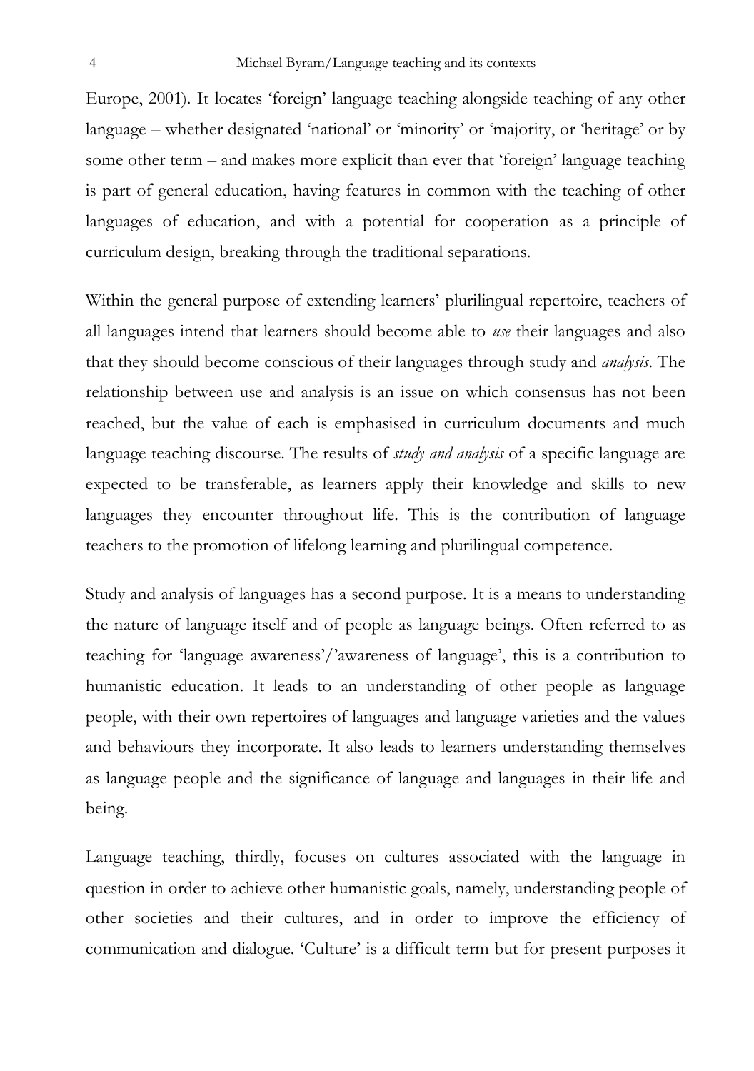Europe, 2001). It locates 'foreign' language teaching alongside teaching of any other language – whether designated 'national' or 'minority' or 'majority, or 'heritage' or by some other term – and makes more explicit than ever that 'foreign' language teaching is part of general education, having features in common with the teaching of other languages of education, and with a potential for cooperation as a principle of curriculum design, breaking through the traditional separations.

Within the general purpose of extending learners' plurilingual repertoire, teachers of all languages intend that learners should become able to *use* their languages and also that they should become conscious of their languages through study and *analysis*. The relationship between use and analysis is an issue on which consensus has not been reached, but the value of each is emphasised in curriculum documents and much language teaching discourse. The results of *study and analysis* of a specific language are expected to be transferable, as learners apply their knowledge and skills to new languages they encounter throughout life. This is the contribution of language teachers to the promotion of lifelong learning and plurilingual competence.

Study and analysis of languages has a second purpose. It is a means to understanding the nature of language itself and of people as language beings. Often referred to as teaching for 'language awareness'/'awareness of language', this is a contribution to humanistic education. It leads to an understanding of other people as language people, with their own repertoires of languages and language varieties and the values and behaviours they incorporate. It also leads to learners understanding themselves as language people and the significance of language and languages in their life and being.

Language teaching, thirdly, focuses on cultures associated with the language in question in order to achieve other humanistic goals, namely, understanding people of other societies and their cultures, and in order to improve the efficiency of communication and dialogue. 'Culture' is a difficult term but for present purposes it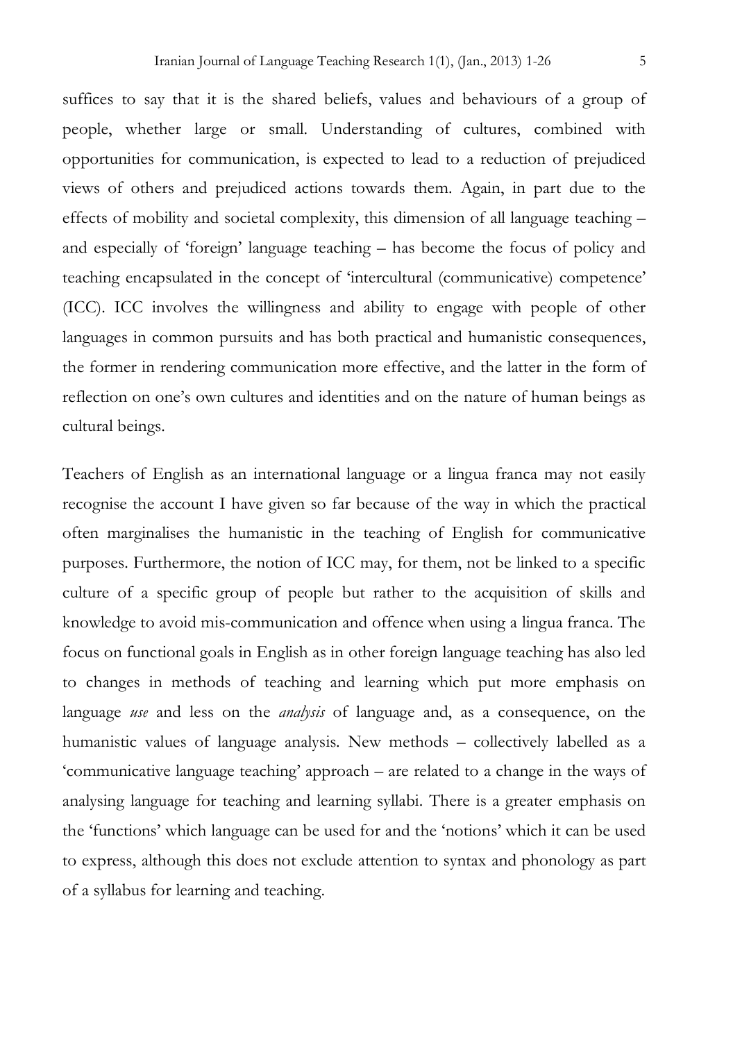suffices to say that it is the shared beliefs, values and behaviours of a group of people, whether large or small. Understanding of cultures, combined with opportunities for communication, is expected to lead to a reduction of prejudiced views of others and prejudiced actions towards them. Again, in part due to the effects of mobility and societal complexity, this dimension of all language teaching – and especially of 'foreign' language teaching – has become the focus of policy and teaching encapsulated in the concept of 'intercultural (communicative) competence' (ICC). ICC involves the willingness and ability to engage with people of other languages in common pursuits and has both practical and humanistic consequences, the former in rendering communication more effective, and the latter in the form of reflection on one's own cultures and identities and on the nature of human beings as cultural beings.

Teachers of English as an international language or a lingua franca may not easily recognise the account I have given so far because of the way in which the practical often marginalises the humanistic in the teaching of English for communicative purposes. Furthermore, the notion of ICC may, for them, not be linked to a specific culture of a specific group of people but rather to the acquisition of skills and knowledge to avoid mis-communication and offence when using a lingua franca. The focus on functional goals in English as in other foreign language teaching has also led to changes in methods of teaching and learning which put more emphasis on language *use* and less on the *analysis* of language and, as a consequence, on the humanistic values of language analysis. New methods – collectively labelled as a 'communicative language teaching' approach – are related to a change in the ways of analysing language for teaching and learning syllabi. There is a greater emphasis on the 'functions' which language can be used for and the 'notions' which it can be used to express, although this does not exclude attention to syntax and phonology as part of a syllabus for learning and teaching.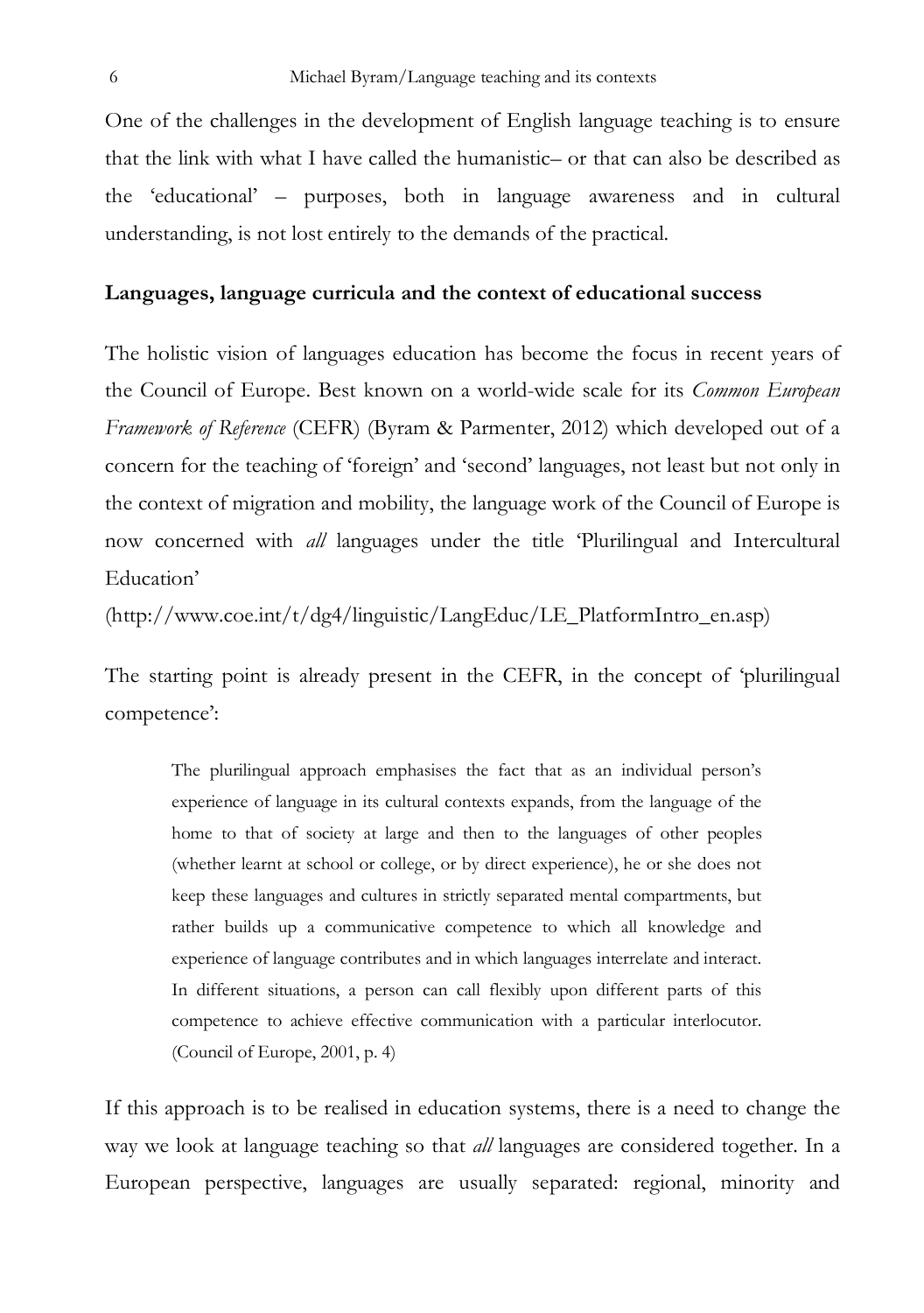One of the challenges in the development of English language teaching is to ensure that the link with what I have called the humanistic– or that can also be described as the 'educational' – purposes, both in language awareness and in cultural understanding, is not lost entirely to the demands of the practical.

## Languages, language curricula and the context of educational success

The holistic vision of languages education has become the focus in recent years of the Council of Europe. Best known on a world-wide scale for its *Common European Framework of Reference* (CEFR) (Byram & Parmenter, 2012) which developed out of a concern for the teaching of 'foreign' and 'second' languages, not least but not only in the context of migration and mobility, the language work of the Council of Europe is now concerned with *all* languages under the title 'Plurilingual and Intercultural Education'

(http://www.coe.int/t/dg4/linguistic/LangEduc/LE_PlatformIntro_en.asp)

The starting point is already present in the CEFR, in the concept of 'plurilingual competence':

> The plurilingual approach emphasises the fact that as an individual person's experience of language in its cultural contexts expands, from the language of the home to that of society at large and then to the languages of other peoples (whether learnt at school or college, or by direct experience), he or she does not keep these languages and cultures in strictly separated mental compartments, but rather builds up a communicative competence to which all knowledge and experience of language contributes and in which languages interrelate and interact. In different situations, a person can call flexibly upon different parts of this competence to achieve effective communication with a particular interlocutor. (Council of Europe, 2001, p. 4)

If this approach is to be realised in education systems, there is a need to change the way we look at language teaching so that *all* languages are considered together. In a European perspective, languages are usually separated: regional, minority and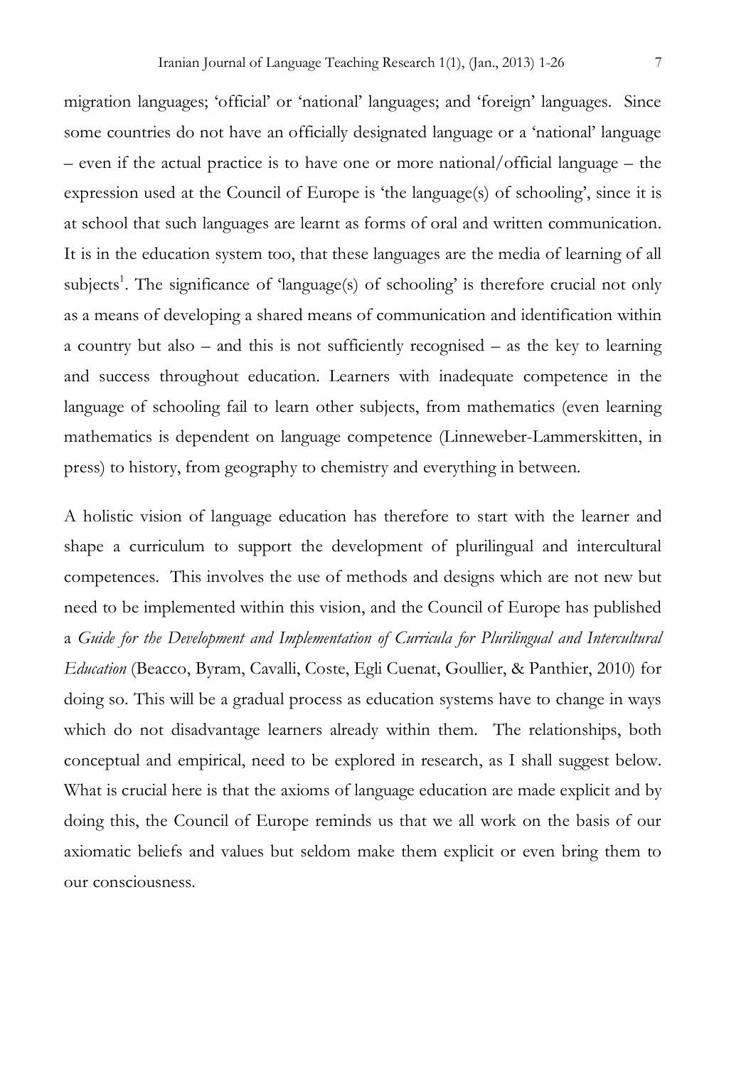migration languages; 'official' or 'national' languages; and 'foreign' languages. Since some countries do not have an officially designated language or a 'national' language – even if the actual practice is to have one or more national/official language – the expression used at the Council of Europe is 'the language(s) of schooling', since it is at school that such languages are learnt as forms of oral and written communication. It is in the education system too, that these languages are the media of learning of all subjects[1]. The significance of 'language(s) of schooling' is therefore crucial not only as a means of developing a shared means of communication and identification within a country but also – and this is not sufficiently recognised – as the key to learning and success throughout education. Learners with inadequate competence in the language of schooling fail to learn other subjects, from mathematics (even learning mathematics is dependent on language competence (Linneweber-Lammerskitten, in press) to history, from geography to chemistry and everything in between.

A holistic vision of language education has therefore to start with the learner and shape a curriculum to support the development of plurilingual and intercultural competences. This involves the use of methods and designs which are not new but need to be implemented within this vision, and the Council of Europe has published a *Guide for the Development and Implementation of Curricula for Plurilingual and Intercultural Education* (Beacco, Byram, Cavalli, Coste, Egli Cuenat, Goullier, & Panthier, 2010) for doing so. This will be a gradual process as education systems have to change in ways which do not disadvantage learners already within them. The relationships, both conceptual and empirical, need to be explored in research, as I shall suggest below. What is crucial here is that the axioms of language education are made explicit and by doing this, the Council of Europe reminds us that we all work on the basis of our axiomatic beliefs and values but seldom make them explicit or even bring them to our consciousness.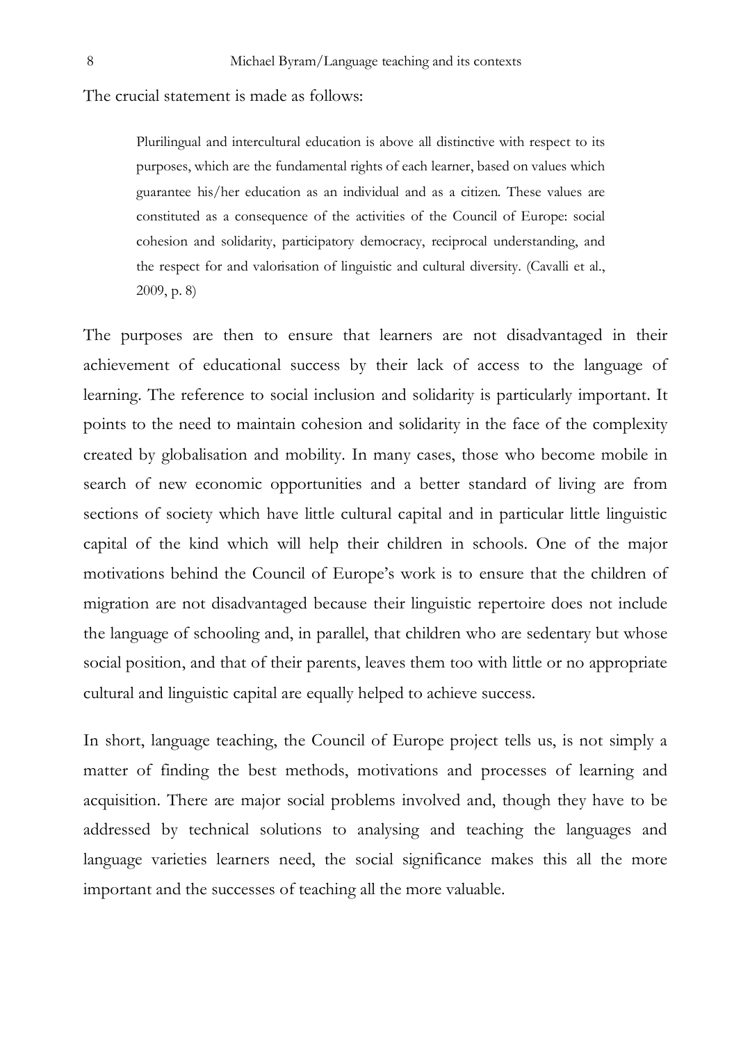The crucial statement is made as follows:

> Plurilingual and intercultural education is above all distinctive with respect to its purposes, which are the fundamental rights of each learner, based on values which guarantee his/her education as an individual and as a citizen. These values are constituted as a consequence of the activities of the Council of Europe: social cohesion and solidarity, participatory democracy, reciprocal understanding, and the respect for and valorisation of linguistic and cultural diversity. (Cavalli et al., 2009, p. 8)

The purposes are then to ensure that learners are not disadvantaged in their achievement of educational success by their lack of access to the language of learning. The reference to social inclusion and solidarity is particularly important. It points to the need to maintain cohesion and solidarity in the face of the complexity created by globalisation and mobility. In many cases, those who become mobile in search of new economic opportunities and a better standard of living are from sections of society which have little cultural capital and in particular little linguistic capital of the kind which will help their children in schools. One of the major motivations behind the Council of Europe's work is to ensure that the children of migration are not disadvantaged because their linguistic repertoire does not include the language of schooling and, in parallel, that children who are sedentary but whose social position, and that of their parents, leaves them too with little or no appropriate cultural and linguistic capital are equally helped to achieve success.

In short, language teaching, the Council of Europe project tells us, is not simply a matter of finding the best methods, motivations and processes of learning and acquisition. There are major social problems involved and, though they have to be addressed by technical solutions to analysing and teaching the languages and language varieties learners need, the social significance makes this all the more important and the successes of teaching all the more valuable.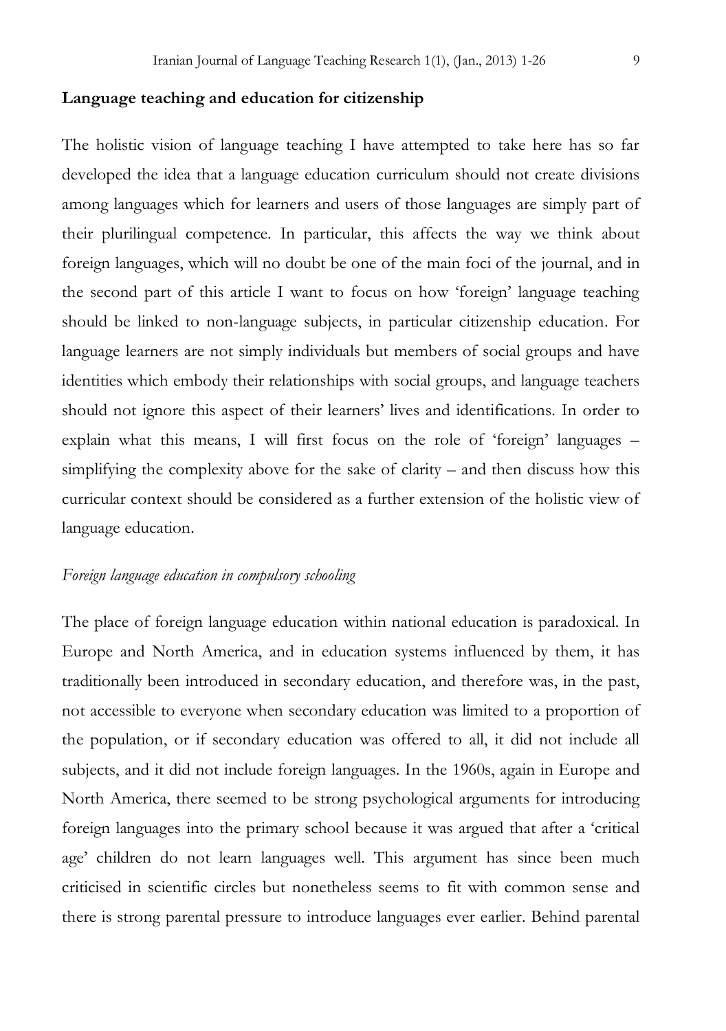## Language teaching and education for citizenship

The holistic vision of language teaching I have attempted to take here has so far developed the idea that a language education curriculum should not create divisions among languages which for learners and users of those languages are simply part of their plurilingual competence. In particular, this affects the way we think about foreign languages, which will no doubt be one of the main foci of the journal, and in the second part of this article I want to focus on how 'foreign' language teaching should be linked to non-language subjects, in particular citizenship education. For language learners are not simply individuals but members of social groups and have identities which embody their relationships with social groups, and language teachers should not ignore this aspect of their learners' lives and identifications. In order to explain what this means, I will first focus on the role of 'foreign' languages – simplifying the complexity above for the sake of clarity – and then discuss how this curricular context should be considered as a further extension of the holistic view of language education.

### *Foreign language education in compulsory schooling*

The place of foreign language education within national education is paradoxical. In Europe and North America, and in education systems influenced by them, it has traditionally been introduced in secondary education, and therefore was, in the past, not accessible to everyone when secondary education was limited to a proportion of the population, or if secondary education was offered to all, it did not include all subjects, and it did not include foreign languages. In the 1960s, again in Europe and North America, there seemed to be strong psychological arguments for introducing foreign languages into the primary school because it was argued that after a 'critical age' children do not learn languages well. This argument has since been much criticised in scientific circles but nonetheless seems to fit with common sense and there is strong parental pressure to introduce languages ever earlier. Behind parental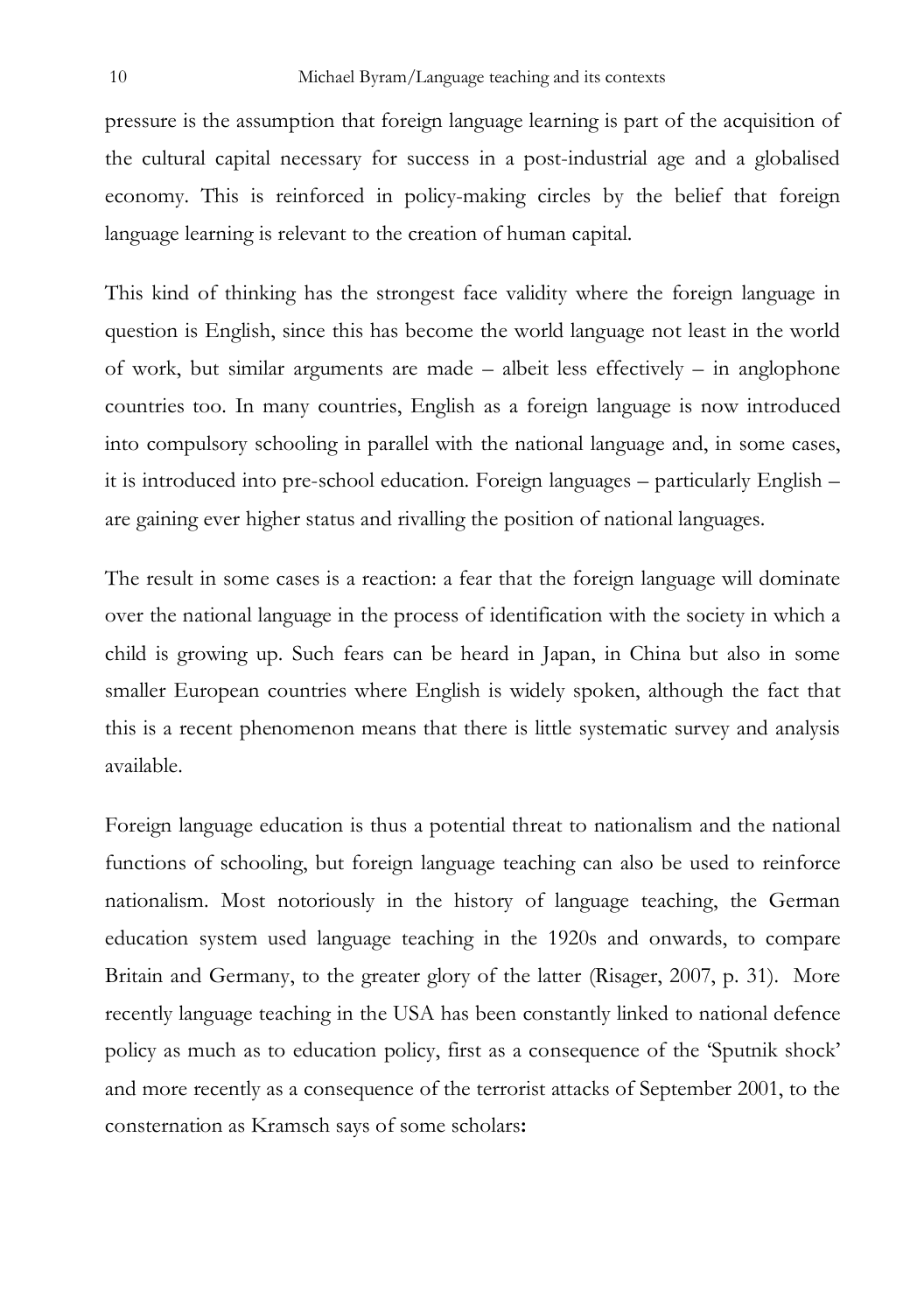pressure is the assumption that foreign language learning is part of the acquisition of the cultural capital necessary for success in a post-industrial age and a globalised economy. This is reinforced in policy-making circles by the belief that foreign language learning is relevant to the creation of human capital.

This kind of thinking has the strongest face validity where the foreign language in question is English, since this has become the world language not least in the world of work, but similar arguments are made – albeit less effectively – in anglophone countries too. In many countries, English as a foreign language is now introduced into compulsory schooling in parallel with the national language and, in some cases, it is introduced into pre-school education. Foreign languages – particularly English – are gaining ever higher status and rivalling the position of national languages.

The result in some cases is a reaction: a fear that the foreign language will dominate over the national language in the process of identification with the society in which a child is growing up. Such fears can be heard in Japan, in China but also in some smaller European countries where English is widely spoken, although the fact that this is a recent phenomenon means that there is little systematic survey and analysis available.

Foreign language education is thus a potential threat to nationalism and the national functions of schooling, but foreign language teaching can also be used to reinforce nationalism. Most notoriously in the history of language teaching, the German education system used language teaching in the 1920s and onwards, to compare Britain and Germany, to the greater glory of the latter (Risager, 2007, p. 31). More recently language teaching in the USA has been constantly linked to national defence policy as much as to education policy, first as a consequence of the 'Sputnik shock' and more recently as a consequence of the terrorist attacks of September 2001, to the consternation as Kramsch says of some scholars**:**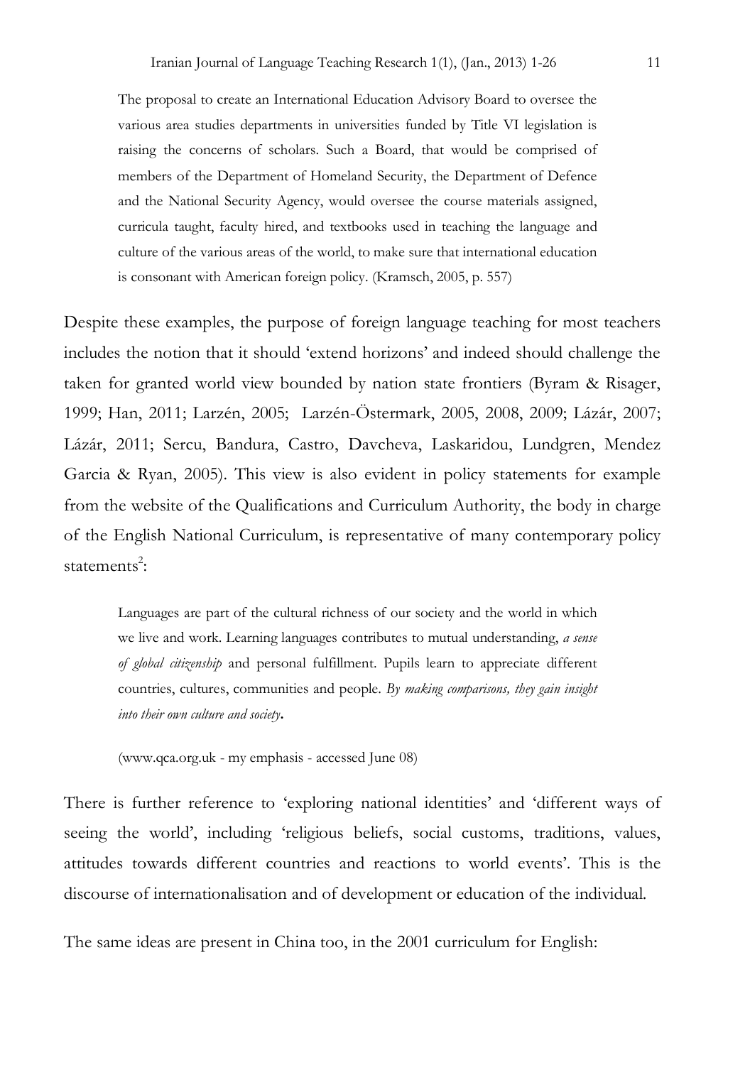> The proposal to create an International Education Advisory Board to oversee the various area studies departments in universities funded by Title VI legislation is raising the concerns of scholars. Such a Board, that would be comprised of members of the Department of Homeland Security, the Department of Defence and the National Security Agency, would oversee the course materials assigned, curricula taught, faculty hired, and textbooks used in teaching the language and culture of the various areas of the world, to make sure that international education is consonant with American foreign policy. (Kramsch, 2005, p. 557)

Despite these examples, the purpose of foreign language teaching for most teachers includes the notion that it should 'extend horizons' and indeed should challenge the taken for granted world view bounded by nation state frontiers (Byram & Risager, 1999; Han, 2011; Larzén, 2005; Larzén-Östermark, 2005, 2008, 2009; Lázár, 2007; Lázár, 2011; Sercu, Bandura, Castro, Davcheva, Laskaridou, Lundgren, Mendez Garcia & Ryan, 2005). This view is also evident in policy statements for example from the website of the Qualifications and Curriculum Authority, the body in charge of the English National Curriculum, is representative of many contemporary policy statements[2]:

> Languages are part of the cultural richness of our society and the world in which we live and work. Learning languages contributes to mutual understanding, *a sense of global citizenship* and personal fulfillment. Pupils learn to appreciate different countries, cultures, communities and people. *By making comparisons, they gain insight into their own culture and society*.
>
> (www.qca.org.uk - my emphasis - accessed June 08)

There is further reference to 'exploring national identities' and 'different ways of seeing the world', including 'religious beliefs, social customs, traditions, values, attitudes towards different countries and reactions to world events'. This is the discourse of internationalisation and of development or education of the individual.

The same ideas are present in China too, in the 2001 curriculum for English: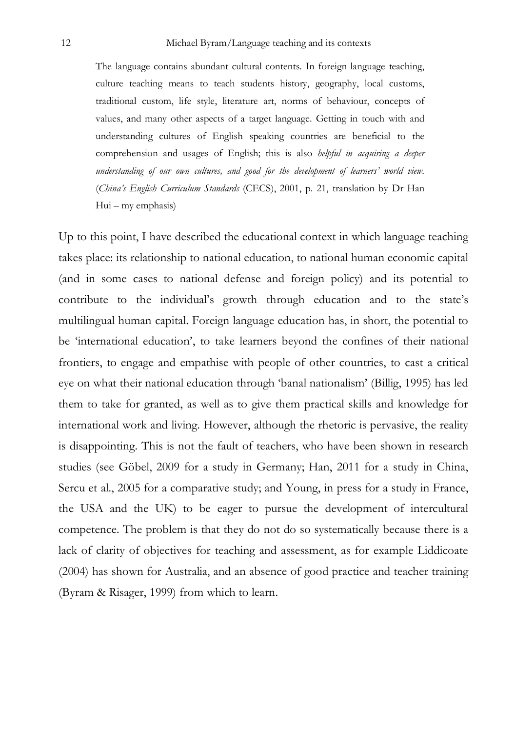> The language contains abundant cultural contents. In foreign language teaching, culture teaching means to teach students history, geography, local customs, traditional custom, life style, literature art, norms of behaviour, concepts of values, and many other aspects of a target language. Getting in touch with and understanding cultures of English speaking countries are beneficial to the comprehension and usages of English; this is also *helpful in acquiring a deeper understanding of our own cultures, and good for the development of learners' world view.* (*China's English Curriculum Standards* (CECS), 2001, p. 21, translation by Dr Han Hui – my emphasis)

Up to this point, I have described the educational context in which language teaching takes place: its relationship to national education, to national human economic capital (and in some cases to national defense and foreign policy) and its potential to contribute to the individual's growth through education and to the state's multilingual human capital. Foreign language education has, in short, the potential to be 'international education', to take learners beyond the confines of their national frontiers, to engage and empathise with people of other countries, to cast a critical eye on what their national education through 'banal nationalism' (Billig, 1995) has led them to take for granted, as well as to give them practical skills and knowledge for international work and living. However, although the rhetoric is pervasive, the reality is disappointing. This is not the fault of teachers, who have been shown in research studies (see Göbel, 2009 for a study in Germany; Han, 2011 for a study in China, Sercu et al., 2005 for a comparative study; and Young, in press for a study in France, the USA and the UK) to be eager to pursue the development of intercultural competence. The problem is that they do not do so systematically because there is a lack of clarity of objectives for teaching and assessment, as for example Liddicoate (2004) has shown for Australia, and an absence of good practice and teacher training (Byram & Risager, 1999) from which to learn.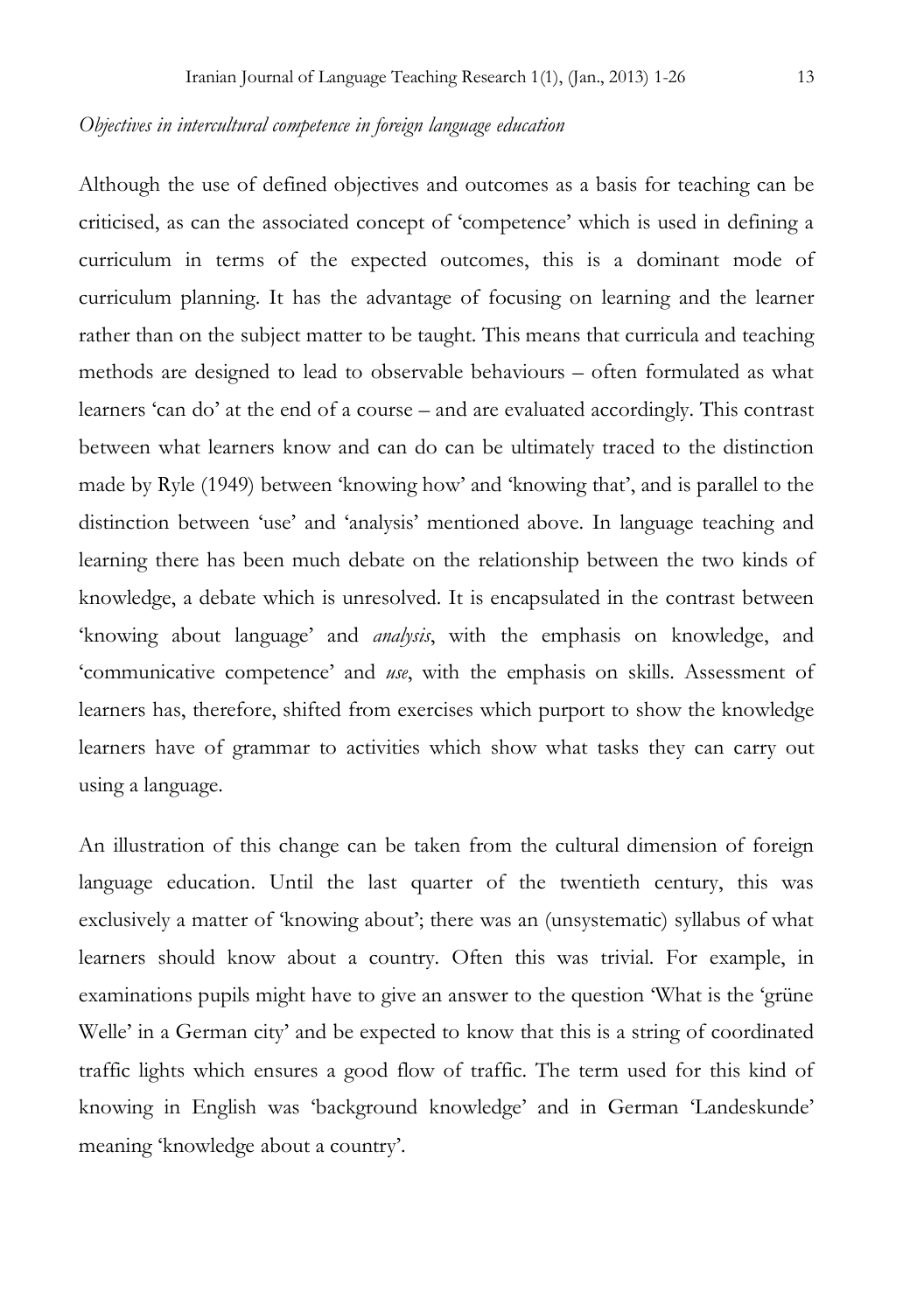*Objectives in intercultural competence in foreign language education*

Although the use of defined objectives and outcomes as a basis for teaching can be criticised, as can the associated concept of 'competence' which is used in defining a curriculum in terms of the expected outcomes, this is a dominant mode of curriculum planning. It has the advantage of focusing on learning and the learner rather than on the subject matter to be taught. This means that curricula and teaching methods are designed to lead to observable behaviours – often formulated as what learners 'can do' at the end of a course – and are evaluated accordingly. This contrast between what learners know and can do can be ultimately traced to the distinction made by Ryle (1949) between 'knowing how' and 'knowing that', and is parallel to the distinction between 'use' and 'analysis' mentioned above. In language teaching and learning there has been much debate on the relationship between the two kinds of knowledge, a debate which is unresolved. It is encapsulated in the contrast between 'knowing about language' and *analysis*, with the emphasis on knowledge, and 'communicative competence' and *use*, with the emphasis on skills. Assessment of learners has, therefore, shifted from exercises which purport to show the knowledge learners have of grammar to activities which show what tasks they can carry out using a language.

An illustration of this change can be taken from the cultural dimension of foreign language education. Until the last quarter of the twentieth century, this was exclusively a matter of 'knowing about'; there was an (unsystematic) syllabus of what learners should know about a country. Often this was trivial. For example, in examinations pupils might have to give an answer to the question 'What is the 'grüne Welle' in a German city' and be expected to know that this is a string of coordinated traffic lights which ensures a good flow of traffic. The term used for this kind of knowing in English was 'background knowledge' and in German 'Landeskunde' meaning 'knowledge about a country'.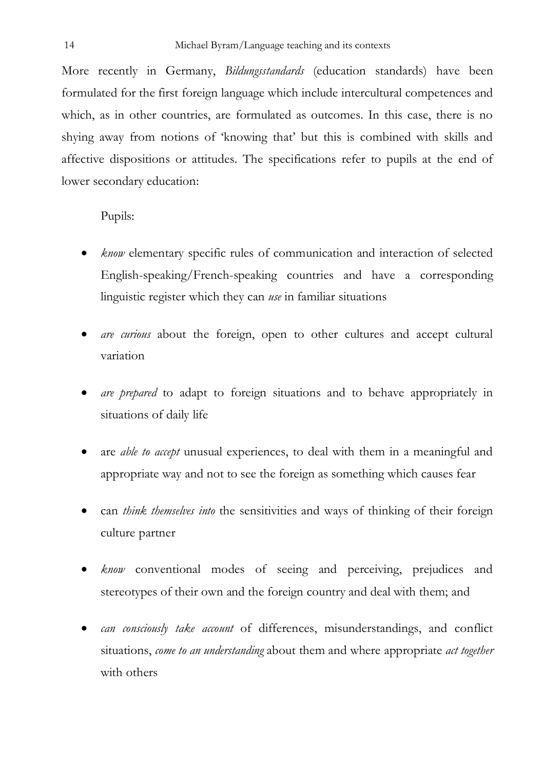More recently in Germany, *Bildungsstandards* (education standards) have been formulated for the first foreign language which include intercultural competences and which, as in other countries, are formulated as outcomes. In this case, there is no shying away from notions of 'knowing that' but this is combined with skills and affective dispositions or attitudes. The specifications refer to pupils at the end of lower secondary education:

Pupils:

- *know* elementary specific rules of communication and interaction of selected English-speaking/French-speaking countries and have a corresponding linguistic register which they can *use* in familiar situations
- *are curious* about the foreign, open to other cultures and accept cultural variation
- *are prepared* to adapt to foreign situations and to behave appropriately in situations of daily life
- are *able to accept* unusual experiences, to deal with them in a meaningful and appropriate way and not to see the foreign as something which causes fear
- can *think themselves into* the sensitivities and ways of thinking of their foreign culture partner
- *know* conventional modes of seeing and perceiving, prejudices and stereotypes of their own and the foreign country and deal with them; and
- *can consciously take account* of differences, misunderstandings, and conflict situations, *come to an understanding* about them and where appropriate *act together* with others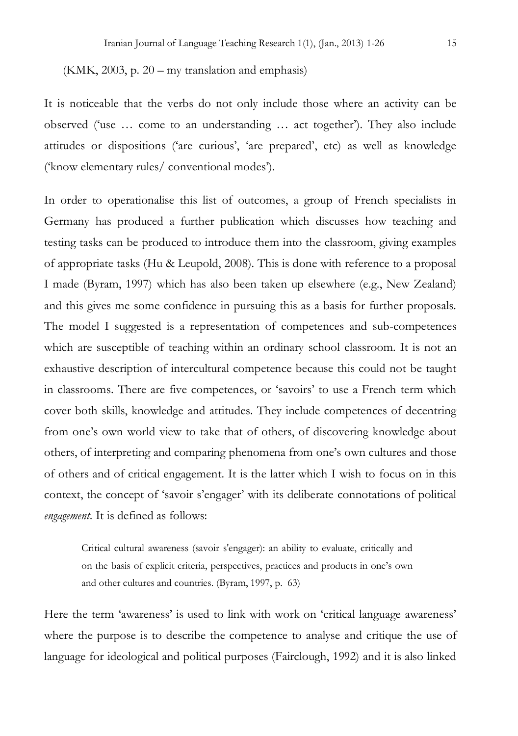(KMK, 2003, p. 20 – my translation and emphasis)

It is noticeable that the verbs do not only include those where an activity can be observed ('use … come to an understanding … act together'). They also include attitudes or dispositions ('are curious', 'are prepared', etc) as well as knowledge ('know elementary rules/ conventional modes').

In order to operationalise this list of outcomes, a group of French specialists in Germany has produced a further publication which discusses how teaching and testing tasks can be produced to introduce them into the classroom, giving examples of appropriate tasks (Hu & Leupold, 2008). This is done with reference to a proposal I made (Byram, 1997) which has also been taken up elsewhere (e.g., New Zealand) and this gives me some confidence in pursuing this as a basis for further proposals. The model I suggested is a representation of competences and sub-competences which are susceptible of teaching within an ordinary school classroom. It is not an exhaustive description of intercultural competence because this could not be taught in classrooms. There are five competences, or 'savoirs' to use a French term which cover both skills, knowledge and attitudes. They include competences of decentring from one's own world view to take that of others, of discovering knowledge about others, of interpreting and comparing phenomena from one's own cultures and those of others and of critical engagement. It is the latter which I wish to focus on in this context, the concept of 'savoir s'engager' with its deliberate connotations of political *engagement*. It is defined as follows:

> Critical cultural awareness (savoir s'engager): an ability to evaluate, critically and on the basis of explicit criteria, perspectives, practices and products in one's own and other cultures and countries. (Byram, 1997, p. 63)

Here the term 'awareness' is used to link with work on 'critical language awareness' where the purpose is to describe the competence to analyse and critique the use of language for ideological and political purposes (Fairclough, 1992) and it is also linked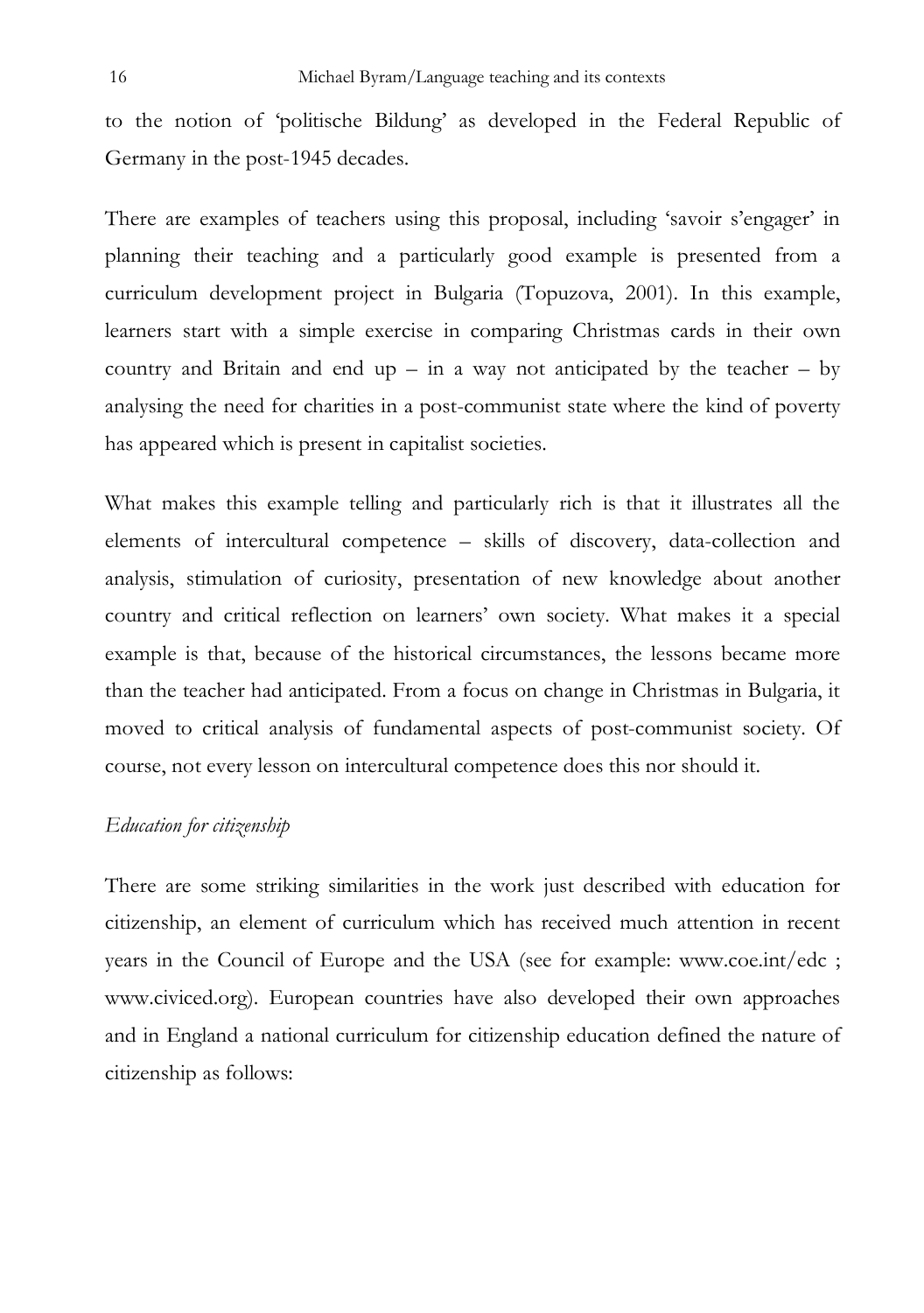to the notion of 'politische Bildung' as developed in the Federal Republic of Germany in the post-1945 decades.

There are examples of teachers using this proposal, including 'savoir s'engager' in planning their teaching and a particularly good example is presented from a curriculum development project in Bulgaria (Topuzova, 2001). In this example, learners start with a simple exercise in comparing Christmas cards in their own country and Britain and end up – in a way not anticipated by the teacher – by analysing the need for charities in a post-communist state where the kind of poverty has appeared which is present in capitalist societies.

What makes this example telling and particularly rich is that it illustrates all the elements of intercultural competence – skills of discovery, data-collection and analysis, stimulation of curiosity, presentation of new knowledge about another country and critical reflection on learners' own society. What makes it a special example is that, because of the historical circumstances, the lessons became more than the teacher had anticipated. From a focus on change in Christmas in Bulgaria, it moved to critical analysis of fundamental aspects of post-communist society. Of course, not every lesson on intercultural competence does this nor should it.

*Education for citizenship*

There are some striking similarities in the work just described with education for citizenship, an element of curriculum which has received much attention in recent years in the Council of Europe and the USA (see for example: www.coe.int/edc ; www.civiced.org). European countries have also developed their own approaches and in England a national curriculum for citizenship education defined the nature of citizenship as follows: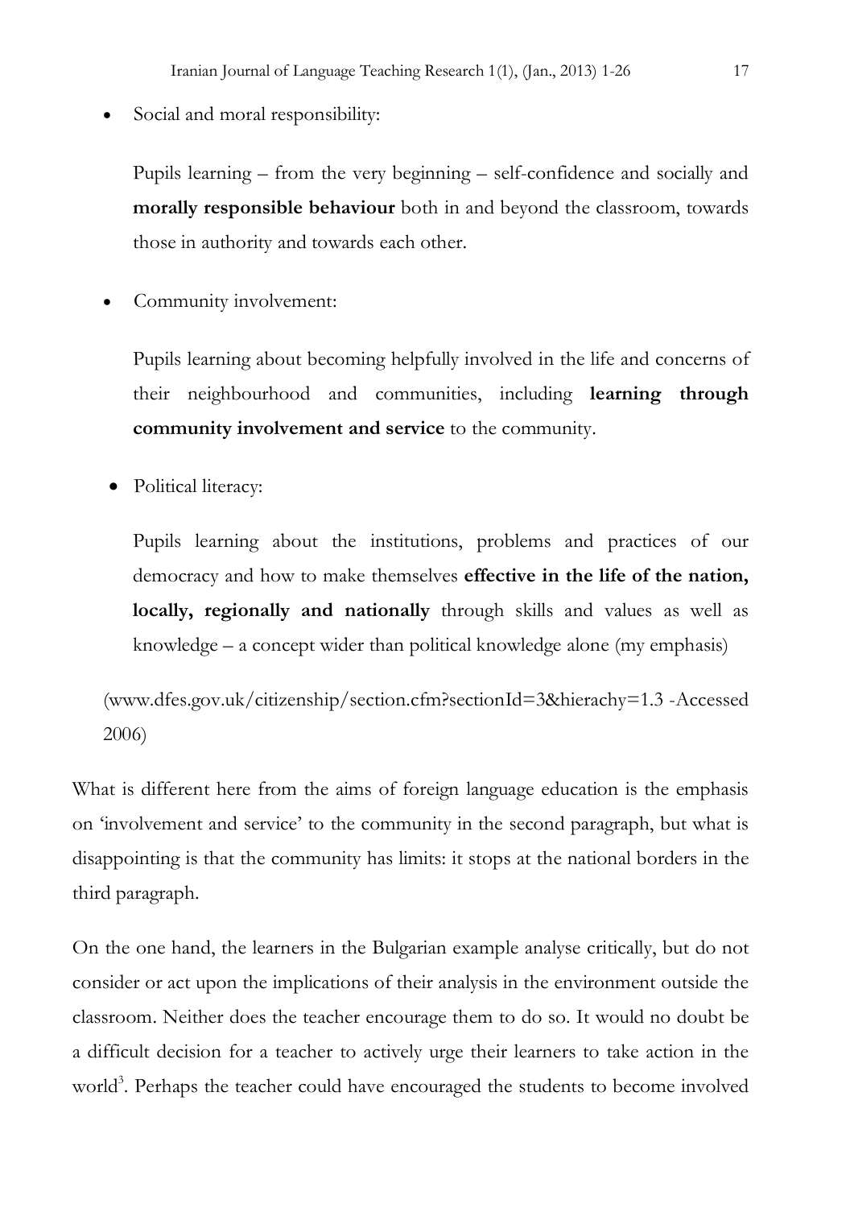- Social and moral responsibility:

  Pupils learning – from the very beginning – self-confidence and socially and **morally responsible behaviour** both in and beyond the classroom, towards those in authority and towards each other.

- Community involvement:

  Pupils learning about becoming helpfully involved in the life and concerns of their neighbourhood and communities, including **learning through community involvement and service** to the community.

- Political literacy:

  Pupils learning about the institutions, problems and practices of our democracy and how to make themselves **effective in the life of the nation, locally, regionally and nationally** through skills and values as well as knowledge – a concept wider than political knowledge alone (my emphasis)

(www.dfes.gov.uk/citizenship/section.cfm?sectionId=3&hierachy=1.3 -Accessed 2006)

What is different here from the aims of foreign language education is the emphasis on 'involvement and service' to the community in the second paragraph, but what is disappointing is that the community has limits: it stops at the national borders in the third paragraph.

On the one hand, the learners in the Bulgarian example analyse critically, but do not consider or act upon the implications of their analysis in the environment outside the classroom. Neither does the teacher encourage them to do so. It would no doubt be a difficult decision for a teacher to actively urge their learners to take action in the world[3]. Perhaps the teacher could have encouraged the students to become involved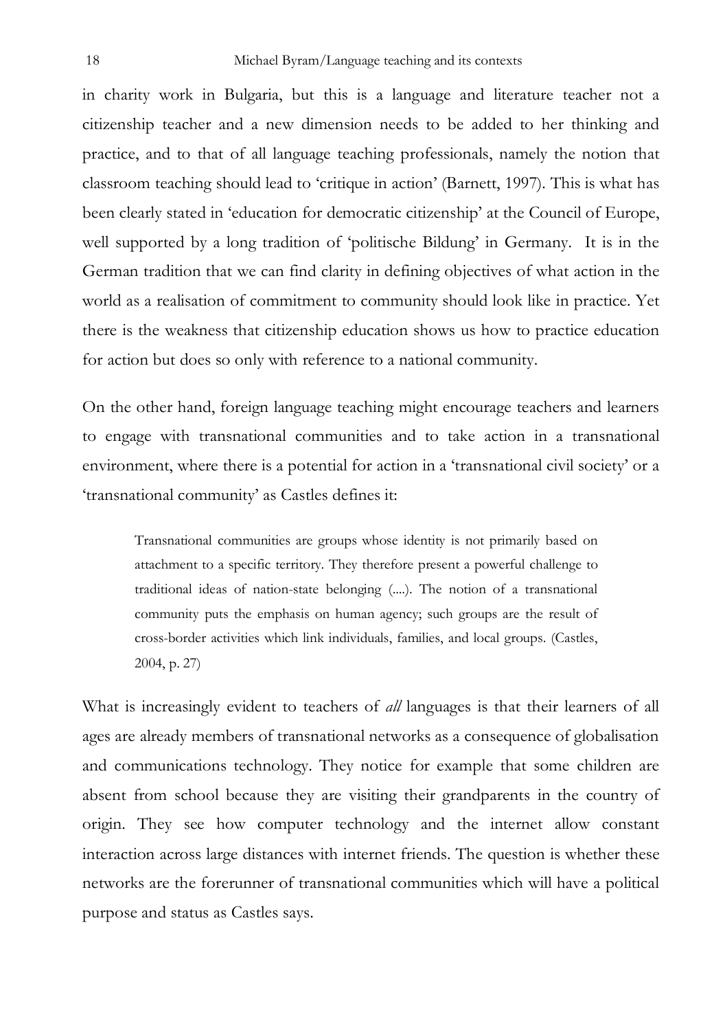in charity work in Bulgaria, but this is a language and literature teacher not a citizenship teacher and a new dimension needs to be added to her thinking and practice, and to that of all language teaching professionals, namely the notion that classroom teaching should lead to 'critique in action' (Barnett, 1997). This is what has been clearly stated in 'education for democratic citizenship' at the Council of Europe, well supported by a long tradition of 'politische Bildung' in Germany. It is in the German tradition that we can find clarity in defining objectives of what action in the world as a realisation of commitment to community should look like in practice. Yet there is the weakness that citizenship education shows us how to practice education for action but does so only with reference to a national community.

On the other hand, foreign language teaching might encourage teachers and learners to engage with transnational communities and to take action in a transnational environment, where there is a potential for action in a 'transnational civil society' or a 'transnational community' as Castles defines it:

> Transnational communities are groups whose identity is not primarily based on attachment to a specific territory. They therefore present a powerful challenge to traditional ideas of nation-state belonging (....). The notion of a transnational community puts the emphasis on human agency; such groups are the result of cross-border activities which link individuals, families, and local groups. (Castles, 2004, p. 27)

What is increasingly evident to teachers of *all* languages is that their learners of all ages are already members of transnational networks as a consequence of globalisation and communications technology. They notice for example that some children are absent from school because they are visiting their grandparents in the country of origin. They see how computer technology and the internet allow constant interaction across large distances with internet friends. The question is whether these networks are the forerunner of transnational communities which will have a political purpose and status as Castles says.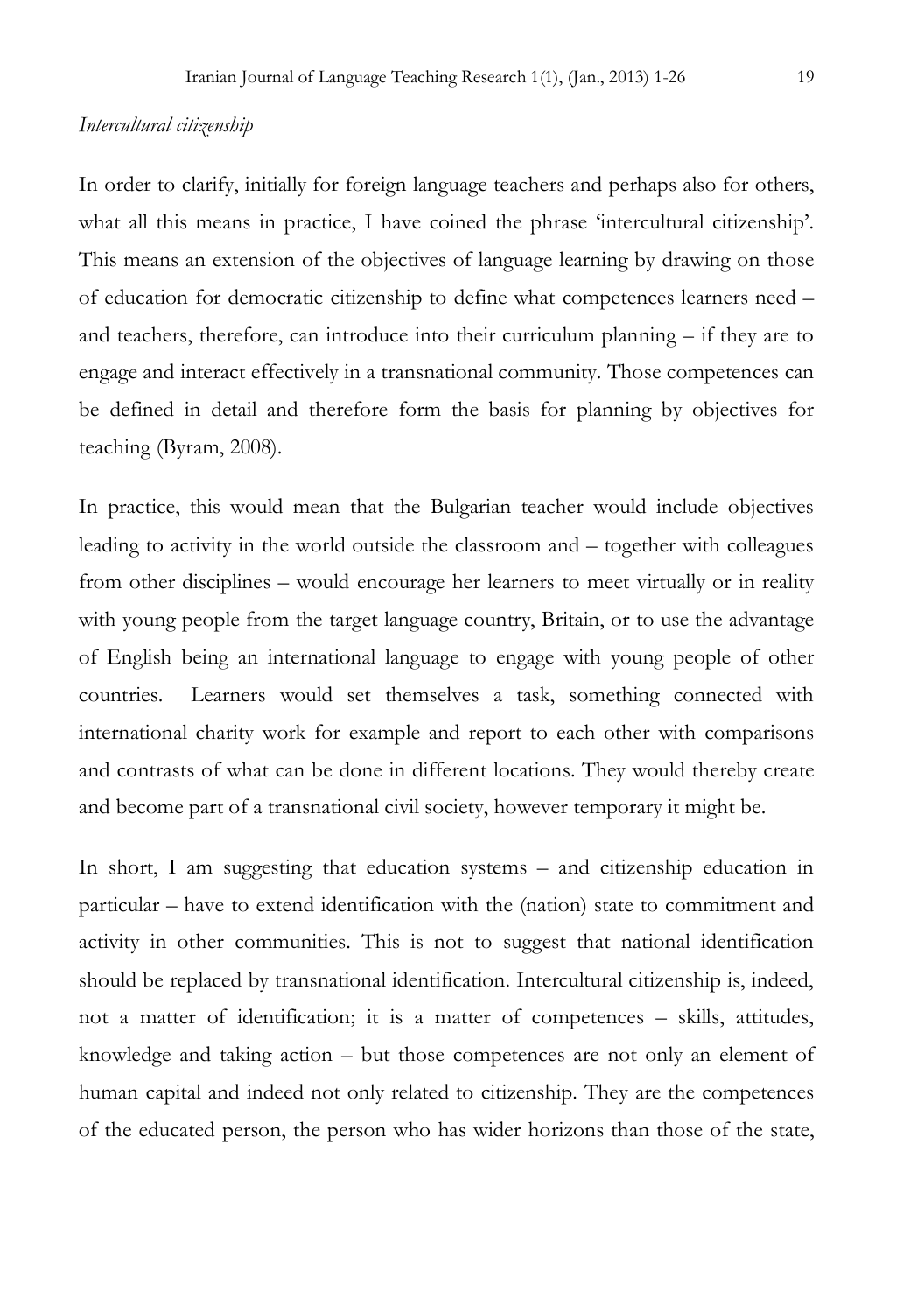*Intercultural citizenship*

In order to clarify, initially for foreign language teachers and perhaps also for others, what all this means in practice, I have coined the phrase 'intercultural citizenship'. This means an extension of the objectives of language learning by drawing on those of education for democratic citizenship to define what competences learners need – and teachers, therefore, can introduce into their curriculum planning – if they are to engage and interact effectively in a transnational community. Those competences can be defined in detail and therefore form the basis for planning by objectives for teaching (Byram, 2008).

In practice, this would mean that the Bulgarian teacher would include objectives leading to activity in the world outside the classroom and – together with colleagues from other disciplines – would encourage her learners to meet virtually or in reality with young people from the target language country, Britain, or to use the advantage of English being an international language to engage with young people of other countries. Learners would set themselves a task, something connected with international charity work for example and report to each other with comparisons and contrasts of what can be done in different locations. They would thereby create and become part of a transnational civil society, however temporary it might be.

In short, I am suggesting that education systems – and citizenship education in particular – have to extend identification with the (nation) state to commitment and activity in other communities. This is not to suggest that national identification should be replaced by transnational identification. Intercultural citizenship is, indeed, not a matter of identification; it is a matter of competences – skills, attitudes, knowledge and taking action – but those competences are not only an element of human capital and indeed not only related to citizenship. They are the competences of the educated person, the person who has wider horizons than those of the state,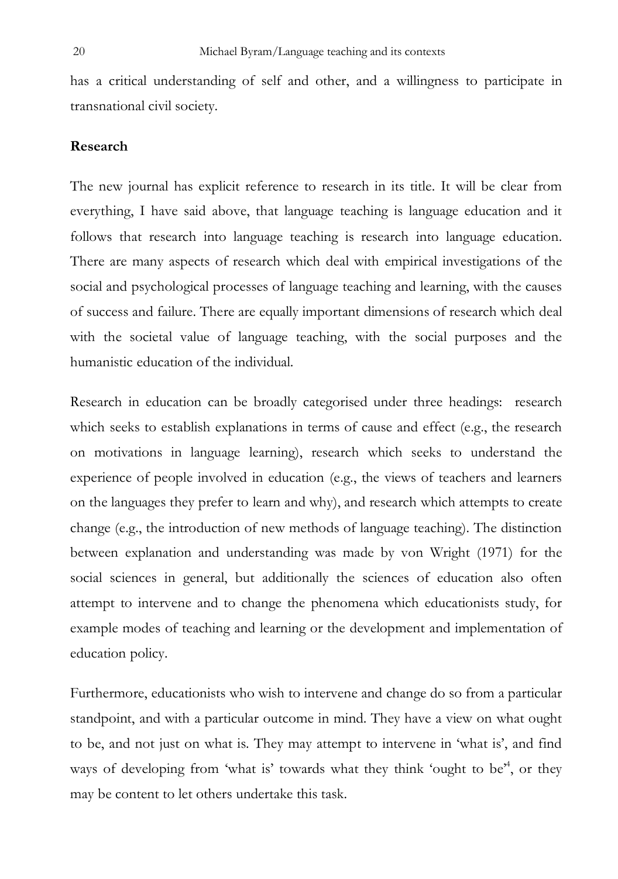has a critical understanding of self and other, and a willingness to participate in transnational civil society.

## Research

The new journal has explicit reference to research in its title. It will be clear from everything, I have said above, that language teaching is language education and it follows that research into language teaching is research into language education. There are many aspects of research which deal with empirical investigations of the social and psychological processes of language teaching and learning, with the causes of success and failure. There are equally important dimensions of research which deal with the societal value of language teaching, with the social purposes and the humanistic education of the individual.

Research in education can be broadly categorised under three headings: research which seeks to establish explanations in terms of cause and effect (e.g., the research on motivations in language learning), research which seeks to understand the experience of people involved in education (e.g., the views of teachers and learners on the languages they prefer to learn and why), and research which attempts to create change (e.g., the introduction of new methods of language teaching). The distinction between explanation and understanding was made by von Wright (1971) for the social sciences in general, but additionally the sciences of education also often attempt to intervene and to change the phenomena which educationists study, for example modes of teaching and learning or the development and implementation of education policy.

Furthermore, educationists who wish to intervene and change do so from a particular standpoint, and with a particular outcome in mind. They have a view on what ought to be, and not just on what is. They may attempt to intervene in 'what is', and find ways of developing from 'what is' towards what they think 'ought to be'[4], or they may be content to let others undertake this task.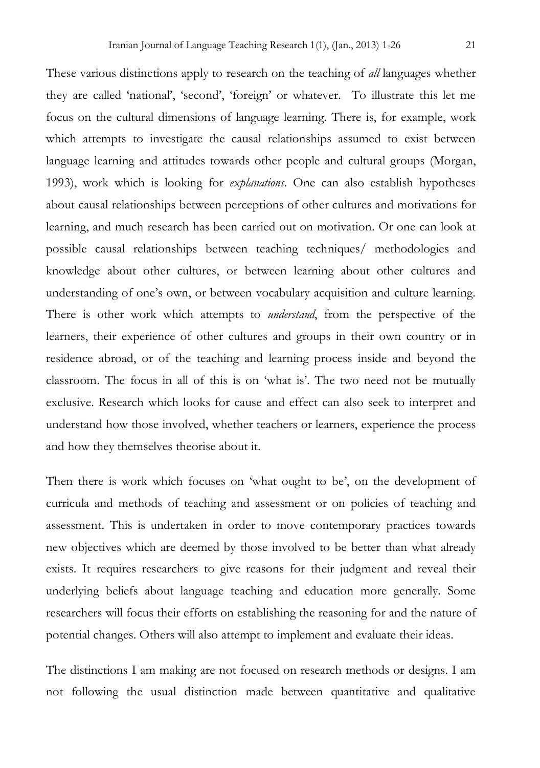These various distinctions apply to research on the teaching of *all* languages whether they are called 'national', 'second', 'foreign' or whatever. To illustrate this let me focus on the cultural dimensions of language learning. There is, for example, work which attempts to investigate the causal relationships assumed to exist between language learning and attitudes towards other people and cultural groups (Morgan, 1993), work which is looking for *explanations*. One can also establish hypotheses about causal relationships between perceptions of other cultures and motivations for learning, and much research has been carried out on motivation. Or one can look at possible causal relationships between teaching techniques/ methodologies and knowledge about other cultures, or between learning about other cultures and understanding of one's own, or between vocabulary acquisition and culture learning. There is other work which attempts to *understand*, from the perspective of the learners, their experience of other cultures and groups in their own country or in residence abroad, or of the teaching and learning process inside and beyond the classroom. The focus in all of this is on 'what is'. The two need not be mutually exclusive. Research which looks for cause and effect can also seek to interpret and understand how those involved, whether teachers or learners, experience the process and how they themselves theorise about it.

Then there is work which focuses on 'what ought to be', on the development of curricula and methods of teaching and assessment or on policies of teaching and assessment. This is undertaken in order to move contemporary practices towards new objectives which are deemed by those involved to be better than what already exists. It requires researchers to give reasons for their judgment and reveal their underlying beliefs about language teaching and education more generally. Some researchers will focus their efforts on establishing the reasoning for and the nature of potential changes. Others will also attempt to implement and evaluate their ideas.

The distinctions I am making are not focused on research methods or designs. I am not following the usual distinction made between quantitative and qualitative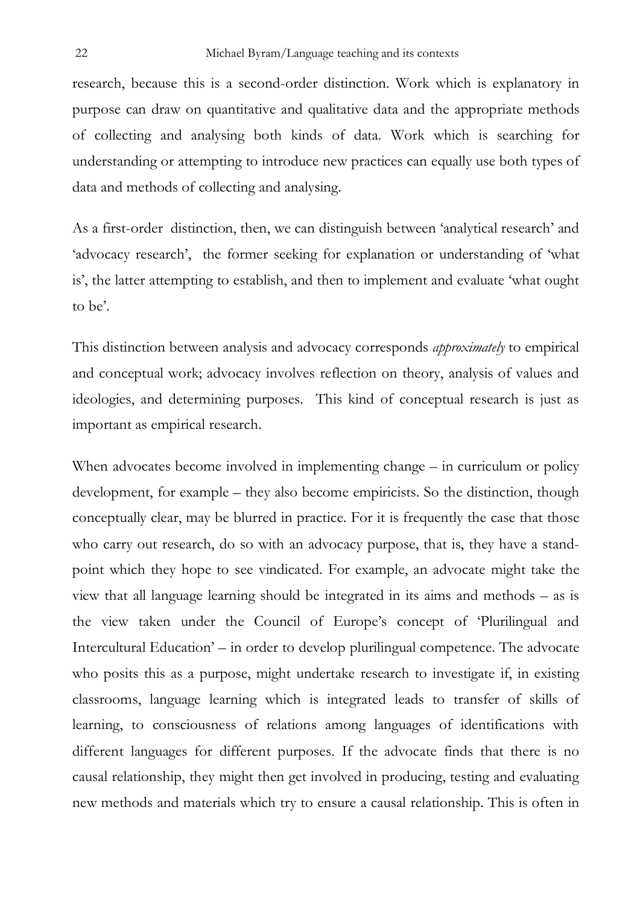research, because this is a second-order distinction. Work which is explanatory in purpose can draw on quantitative and qualitative data and the appropriate methods of collecting and analysing both kinds of data. Work which is searching for understanding or attempting to introduce new practices can equally use both types of data and methods of collecting and analysing.

As a first-order distinction, then, we can distinguish between 'analytical research' and 'advocacy research', the former seeking for explanation or understanding of 'what is', the latter attempting to establish, and then to implement and evaluate 'what ought to be'.

This distinction between analysis and advocacy corresponds *approximately* to empirical and conceptual work; advocacy involves reflection on theory, analysis of values and ideologies, and determining purposes. This kind of conceptual research is just as important as empirical research.

When advocates become involved in implementing change – in curriculum or policy development, for example – they also become empiricists. So the distinction, though conceptually clear, may be blurred in practice. For it is frequently the case that those who carry out research, do so with an advocacy purpose, that is, they have a stand-point which they hope to see vindicated. For example, an advocate might take the view that all language learning should be integrated in its aims and methods – as is the view taken under the Council of Europe's concept of 'Plurilingual and Intercultural Education' – in order to develop plurilingual competence. The advocate who posits this as a purpose, might undertake research to investigate if, in existing classrooms, language learning which is integrated leads to transfer of skills of learning, to consciousness of relations among languages of identifications with different languages for different purposes. If the advocate finds that there is no causal relationship, they might then get involved in producing, testing and evaluating new methods and materials which try to ensure a causal relationship. This is often in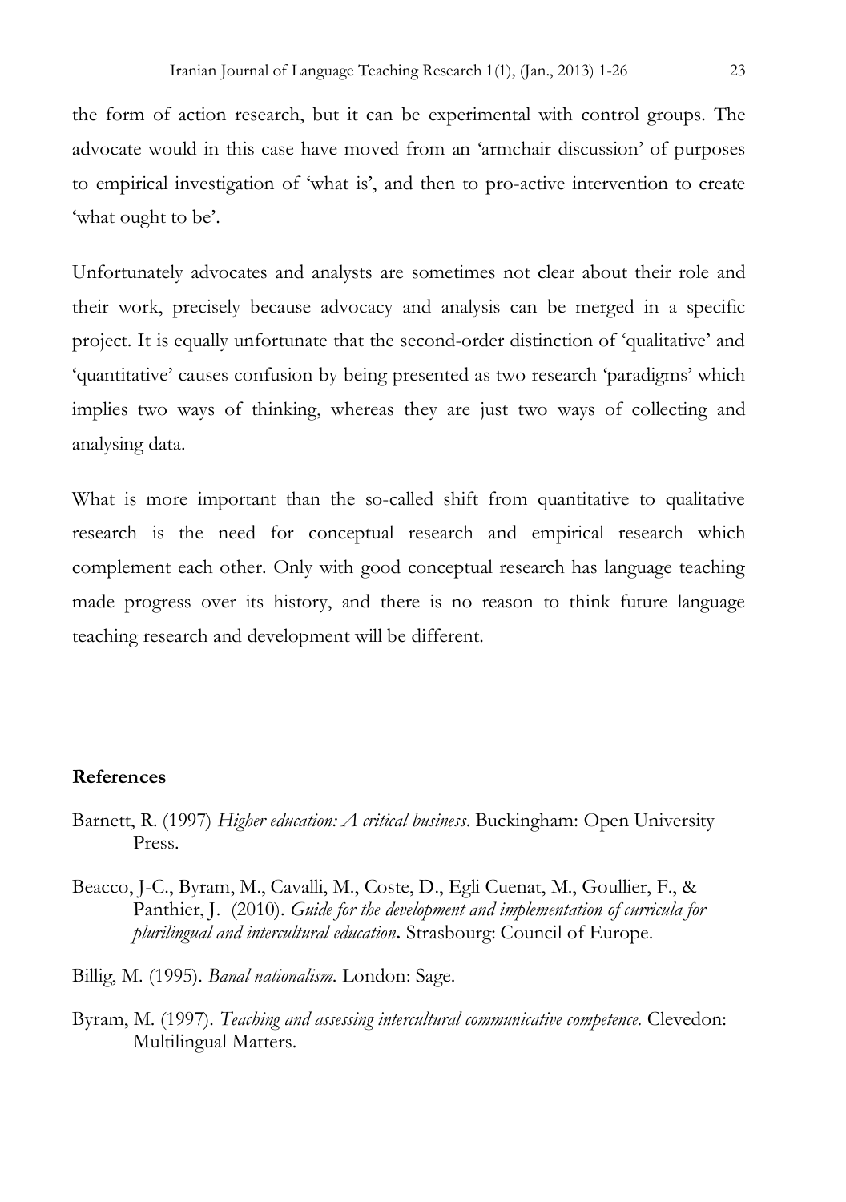the form of action research, but it can be experimental with control groups. The advocate would in this case have moved from an 'armchair discussion' of purposes to empirical investigation of 'what is', and then to pro-active intervention to create 'what ought to be'.

Unfortunately advocates and analysts are sometimes not clear about their role and their work, precisely because advocacy and analysis can be merged in a specific project. It is equally unfortunate that the second-order distinction of 'qualitative' and 'quantitative' causes confusion by being presented as two research 'paradigms' which implies two ways of thinking, whereas they are just two ways of collecting and analysing data.

What is more important than the so-called shift from quantitative to qualitative research is the need for conceptual research and empirical research which complement each other. Only with good conceptual research has language teaching made progress over its history, and there is no reason to think future language teaching research and development will be different.

## References

Barnett, R. (1997) *Higher education: A critical business*. Buckingham: Open University Press.

Beacco, J-C., Byram, M., Cavalli, M., Coste, D., Egli Cuenat, M., Goullier, F., & Panthier, J. (2010). *Guide for the development and implementation of curricula for plurilingual and intercultural education***.** Strasbourg: Council of Europe.

Billig, M. (1995). *Banal nationalism.* London: Sage.

Byram, M. (1997). *Teaching and assessing intercultural communicative competence.* Clevedon: Multilingual Matters.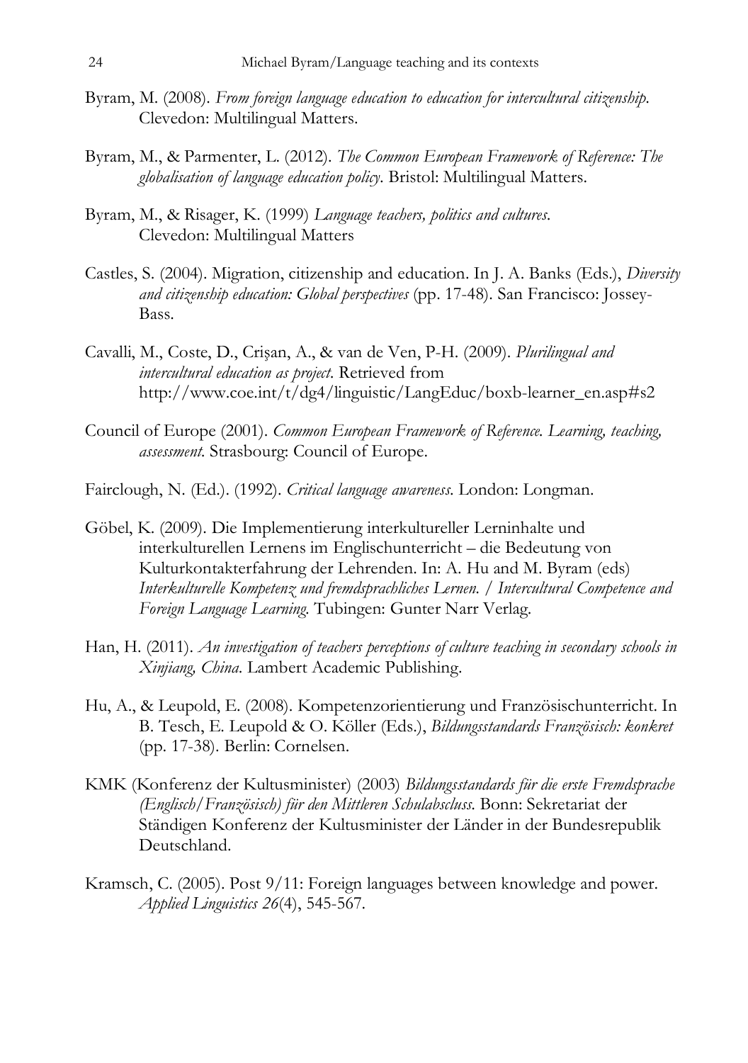Byram, M. (2008). *From foreign language education to education for intercultural citizenship*. Clevedon: Multilingual Matters.

Byram, M., & Parmenter, L. (2012). *The Common European Framework of Reference: The globalisation of language education policy*. Bristol: Multilingual Matters.

Byram, M., & Risager, K. (1999) *Language teachers, politics and cultures*. Clevedon: Multilingual Matters

Castles, S. (2004). Migration, citizenship and education. In J. A. Banks (Eds.), *Diversity and citizenship education: Global perspectives* (pp. 17-48). San Francisco: Jossey-Bass.

Cavalli, M., Coste, D., Crişan, A., & van de Ven, P-H. (2009). *Plurilingual and intercultural education as project*. Retrieved from http://www.coe.int/t/dg4/linguistic/LangEduc/boxb-learner_en.asp#s2

Council of Europe (2001). *Common European Framework of Reference. Learning, teaching, assessment*. Strasbourg: Council of Europe.

Fairclough, N. (Ed.). (1992). *Critical language awareness*. London: Longman.

Göbel, K. (2009). Die Implementierung interkultureller Lerninhalte und interkulturellen Lernens im Englischunterricht – die Bedeutung von Kulturkontakterfahrung der Lehrenden. In: A. Hu and M. Byram (eds) *Interkulturelle Kompetenz und fremdsprachliches Lernen. / Intercultural Competence and Foreign Language Learning*. Tubingen: Gunter Narr Verlag.

Han, H. (2011). *An investigation of teachers perceptions of culture teaching in secondary schools in Xinjiang, China*. Lambert Academic Publishing.

Hu, A., & Leupold, E. (2008). Kompetenzorientierung und Französischunterricht. In B. Tesch, E. Leupold & O. Köller (Eds.), *Bildungsstandards Französisch: konkret* (pp. 17-38). Berlin: Cornelsen.

KMK (Konferenz der Kultusminister) (2003) *Bildungsstandards für die erste Fremdsprache (Englisch/Französisch) für den Mittleren Schulabscluss*. Bonn: Sekretariat der Ständigen Konferenz der Kultusminister der Länder in der Bundesrepublik Deutschland.

Kramsch, C. (2005). Post 9/11: Foreign languages between knowledge and power. *Applied Linguistics 26*(4), 545-567.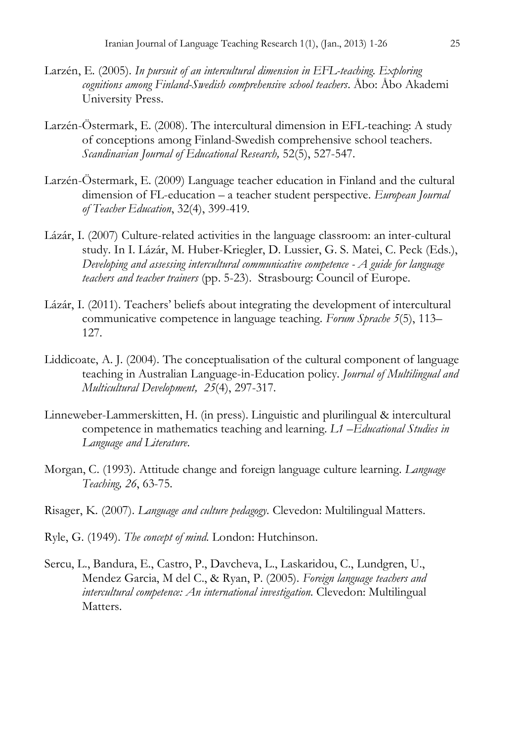Larzén, E. (2005). *In pursuit of an intercultural dimension in EFL-teaching. Exploring cognitions among Finland-Swedish comprehensive school teachers*. Åbo: Åbo Akademi University Press.

Larzén-Östermark, E. (2008). The intercultural dimension in EFL-teaching: A study of conceptions among Finland-Swedish comprehensive school teachers. *Scandinavian Journal of Educational Research,* 52(5), 527-547.

Larzén-Östermark, E. (2009) Language teacher education in Finland and the cultural dimension of FL-education – a teacher student perspective. *European Journal of Teacher Education*, 32(4), 399-419.

Lázár, I. (2007) Culture-related activities in the language classroom: an inter-cultural study. In I. Lázár, M. Huber-Kriegler, D. Lussier, G. S. Matei, C. Peck (Eds.), *Developing and assessing intercultural communicative competence - A guide for language teachers and teacher trainers* (pp. 5-23). Strasbourg: Council of Europe.

Lázár, I. (2011). Teachers' beliefs about integrating the development of intercultural communicative competence in language teaching. *Forum Sprache 5*(5), 113–127.

Liddicoate, A. J. (2004). The conceptualisation of the cultural component of language teaching in Australian Language-in-Education policy. *Journal of Multilingual and Multicultural Development, 25*(4), 297-317.

Linneweber-Lammerskitten, H. (in press). Linguistic and plurilingual & intercultural competence in mathematics teaching and learning. *L1 –Educational Studies in Language and Literature.*

Morgan, C. (1993). Attitude change and foreign language culture learning. *Language Teaching, 26*, 63-75.

Risager, K. (2007). *Language and culture pedagogy.* Clevedon: Multilingual Matters.

Ryle, G. (1949). *The concept of mind.* London: Hutchinson.

Sercu, L., Bandura, E., Castro, P., Davcheva, L., Laskaridou, C., Lundgren, U., Mendez Garcia, M del C., & Ryan, P. (2005). *Foreign language teachers and intercultural competence: An international investigation.* Clevedon: Multilingual Matters.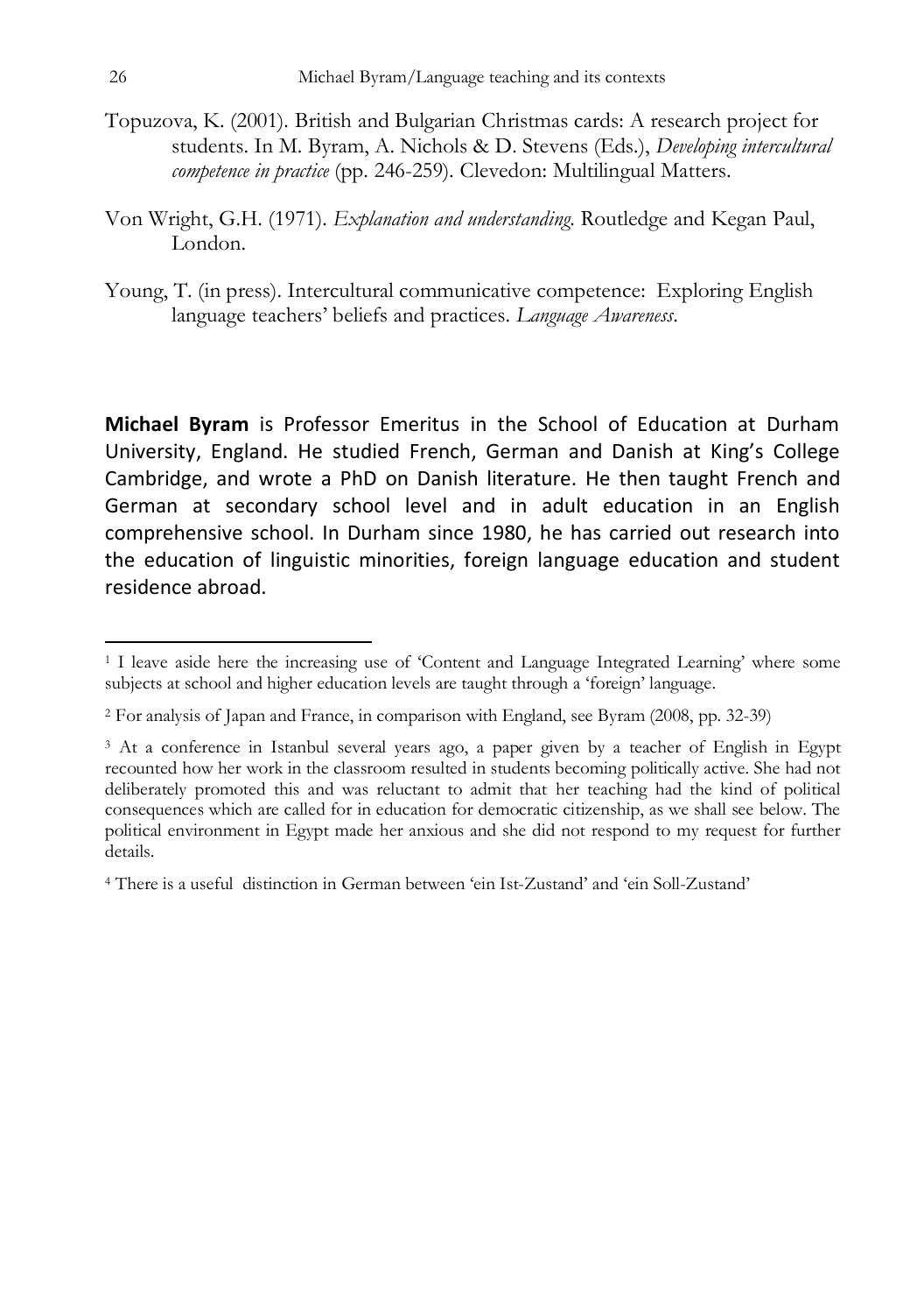Topuzova, K. (2001). British and Bulgarian Christmas cards: A research project for students. In M. Byram, A. Nichols & D. Stevens (Eds.), *Developing intercultural competence in practice* (pp. 246-259). Clevedon: Multilingual Matters.

Von Wright, G.H. (1971). *Explanation and understanding*. Routledge and Kegan Paul, London.

Young, T. (in press). Intercultural communicative competence: Exploring English language teachers' beliefs and practices. *Language Awareness*.

**Michael Byram** is Professor Emeritus in the School of Education at Durham University, England. He studied French, German and Danish at King's College Cambridge, and wrote a PhD on Danish literature. He then taught French and German at secondary school level and in adult education in an English comprehensive school. In Durham since 1980, he has carried out research into the education of linguistic minorities, foreign language education and student residence abroad.

---

[1] I leave aside here the increasing use of 'Content and Language Integrated Learning' where some subjects at school and higher education levels are taught through a 'foreign' language.

[2] For analysis of Japan and France, in comparison with England, see Byram (2008, pp. 32-39)

[3] At a conference in Istanbul several years ago, a paper given by a teacher of English in Egypt recounted how her work in the classroom resulted in students becoming politically active. She had not deliberately promoted this and was reluctant to admit that her teaching had the kind of political consequences which are called for in education for democratic citizenship, as we shall see below. The political environment in Egypt made her anxious and she did not respond to my request for further details.

[4] There is a useful distinction in German between 'ein Ist-Zustand' and 'ein Soll-Zustand'